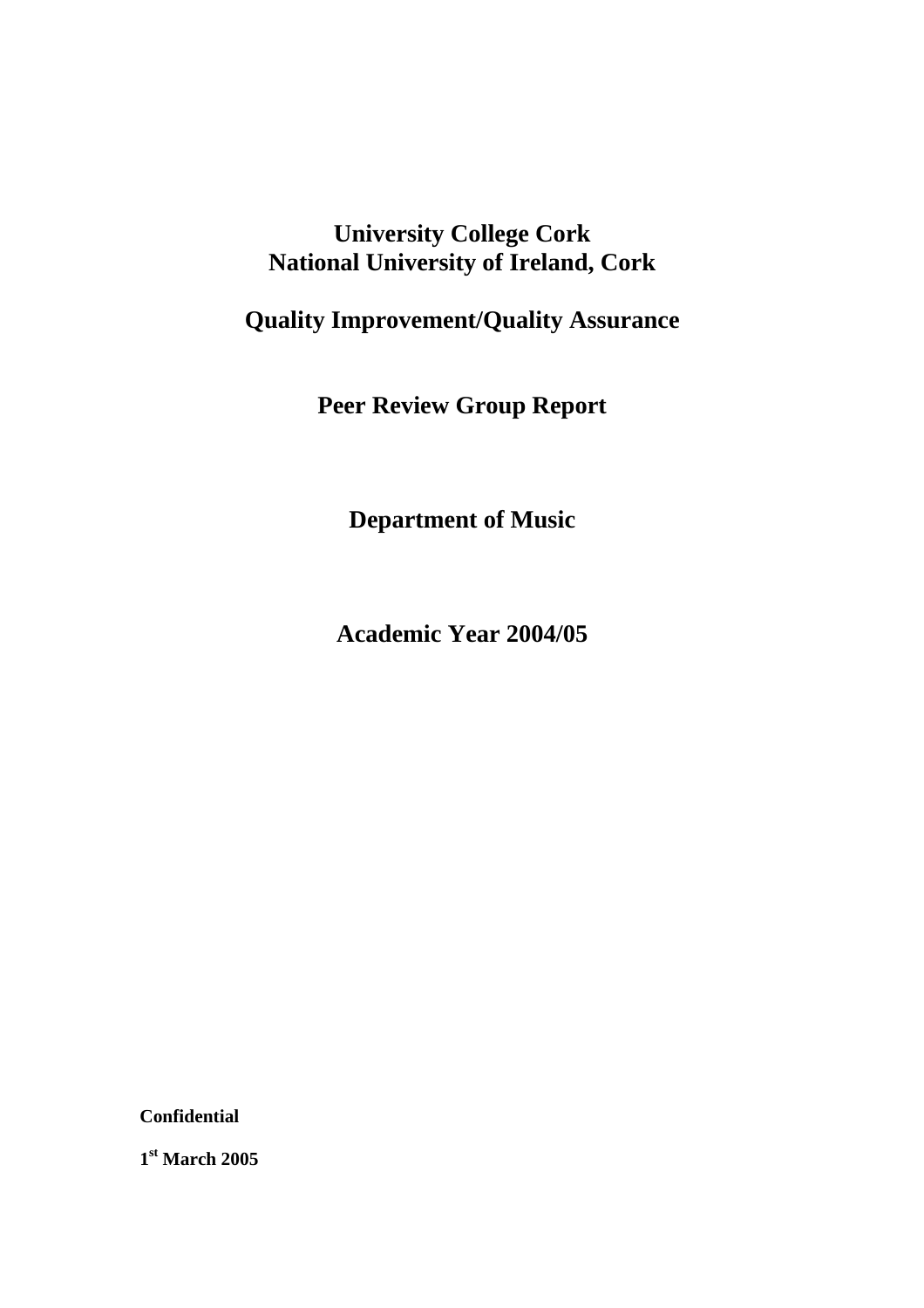# University College Cork
# National University of Ireland, Cork

## Quality Improvement/Quality Assurance

## Peer Review Group Report

## Department of Music

## Academic Year 2004/05

**Confidential**

**1st March 2005**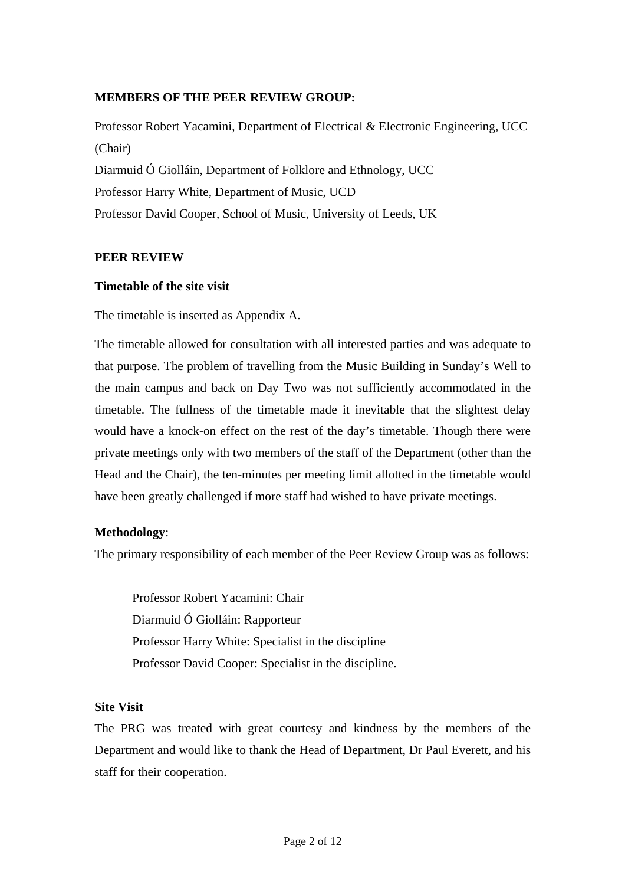**MEMBERS OF THE PEER REVIEW GROUP:**

Professor Robert Yacamini, Department of Electrical & Electronic Engineering, UCC (Chair)
Diarmuid Ó Giolláin, Department of Folklore and Ethnology, UCC
Professor Harry White, Department of Music, UCD
Professor David Cooper, School of Music, University of Leeds, UK

**PEER REVIEW**

**Timetable of the site visit**

The timetable is inserted as Appendix A.

The timetable allowed for consultation with all interested parties and was adequate to that purpose. The problem of travelling from the Music Building in Sunday's Well to the main campus and back on Day Two was not sufficiently accommodated in the timetable. The fullness of the timetable made it inevitable that the slightest delay would have a knock-on effect on the rest of the day's timetable. Though there were private meetings only with two members of the staff of the Department (other than the Head and the Chair), the ten-minutes per meeting limit allotted in the timetable would have been greatly challenged if more staff had wished to have private meetings.

**Methodology**:
The primary responsibility of each member of the Peer Review Group was as follows:

Professor Robert Yacamini: Chair
Diarmuid Ó Giolláin: Rapporteur
Professor Harry White: Specialist in the discipline
Professor David Cooper: Specialist in the discipline.

**Site Visit**
The PRG was treated with great courtesy and kindness by the members of the Department and would like to thank the Head of Department, Dr Paul Everett, and his staff for their cooperation.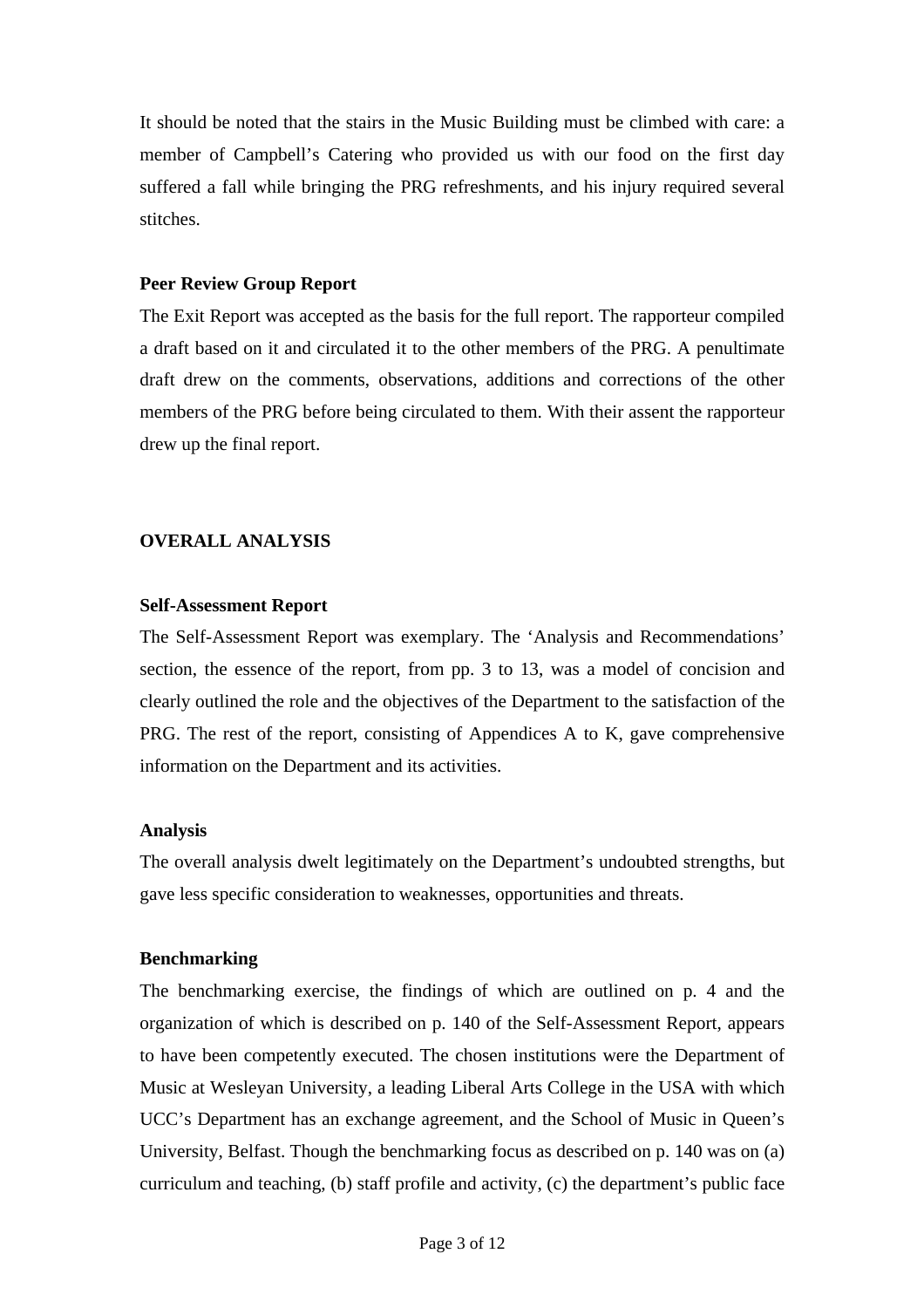It should be noted that the stairs in the Music Building must be climbed with care: a member of Campbell's Catering who provided us with our food on the first day suffered a fall while bringing the PRG refreshments, and his injury required several stitches.

**Peer Review Group Report**

The Exit Report was accepted as the basis for the full report. The rapporteur compiled a draft based on it and circulated it to the other members of the PRG. A penultimate draft drew on the comments, observations, additions and corrections of the other members of the PRG before being circulated to them. With their assent the rapporteur drew up the final report.

## OVERALL ANALYSIS

**Self-Assessment Report**

The Self-Assessment Report was exemplary. The 'Analysis and Recommendations' section, the essence of the report, from pp. 3 to 13, was a model of concision and clearly outlined the role and the objectives of the Department to the satisfaction of the PRG. The rest of the report, consisting of Appendices A to K, gave comprehensive information on the Department and its activities.

**Analysis**

The overall analysis dwelt legitimately on the Department's undoubted strengths, but gave less specific consideration to weaknesses, opportunities and threats.

**Benchmarking**

The benchmarking exercise, the findings of which are outlined on p. 4 and the organization of which is described on p. 140 of the Self-Assessment Report, appears to have been competently executed. The chosen institutions were the Department of Music at Wesleyan University, a leading Liberal Arts College in the USA with which UCC's Department has an exchange agreement, and the School of Music in Queen's University, Belfast. Though the benchmarking focus as described on p. 140 was on (a) curriculum and teaching, (b) staff profile and activity, (c) the department's public face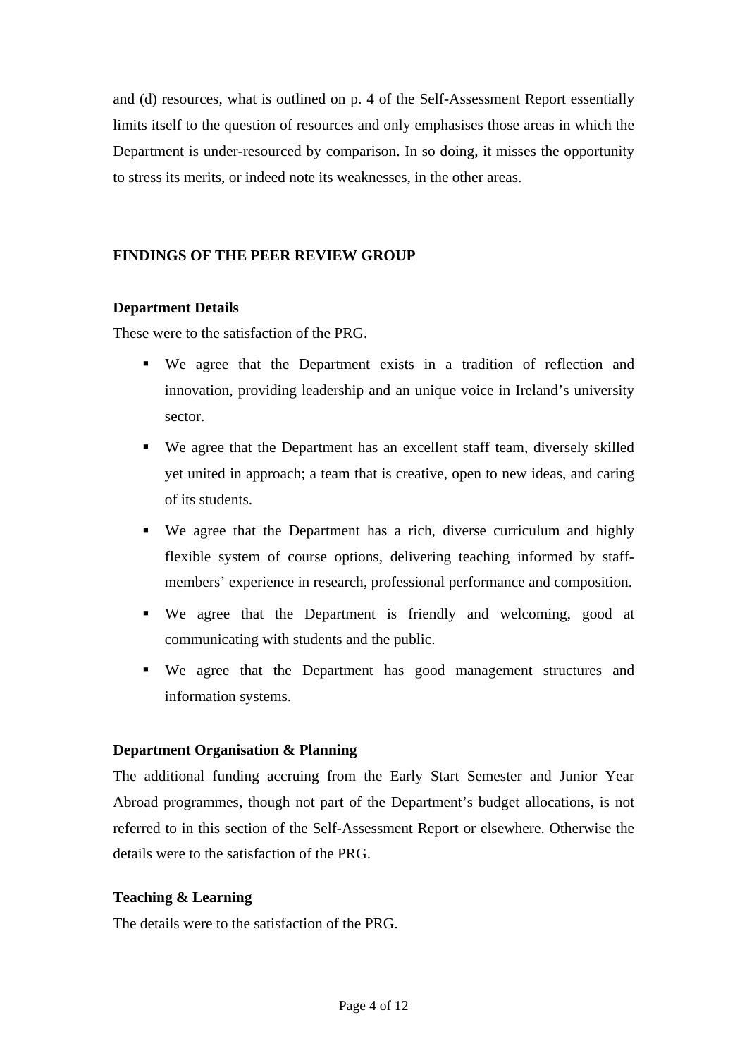and (d) resources, what is outlined on p. 4 of the Self-Assessment Report essentially limits itself to the question of resources and only emphasises those areas in which the Department is under-resourced by comparison. In so doing, it misses the opportunity to stress its merits, or indeed note its weaknesses, in the other areas.

## FINDINGS OF THE PEER REVIEW GROUP

### Department Details

These were to the satisfaction of the PRG.

- We agree that the Department exists in a tradition of reflection and innovation, providing leadership and an unique voice in Ireland's university sector.
- We agree that the Department has an excellent staff team, diversely skilled yet united in approach; a team that is creative, open to new ideas, and caring of its students.
- We agree that the Department has a rich, diverse curriculum and highly flexible system of course options, delivering teaching informed by staff-members' experience in research, professional performance and composition.
- We agree that the Department is friendly and welcoming, good at communicating with students and the public.
- We agree that the Department has good management structures and information systems.

### Department Organisation & Planning

The additional funding accruing from the Early Start Semester and Junior Year Abroad programmes, though not part of the Department's budget allocations, is not referred to in this section of the Self-Assessment Report or elsewhere. Otherwise the details were to the satisfaction of the PRG.

### Teaching & Learning

The details were to the satisfaction of the PRG.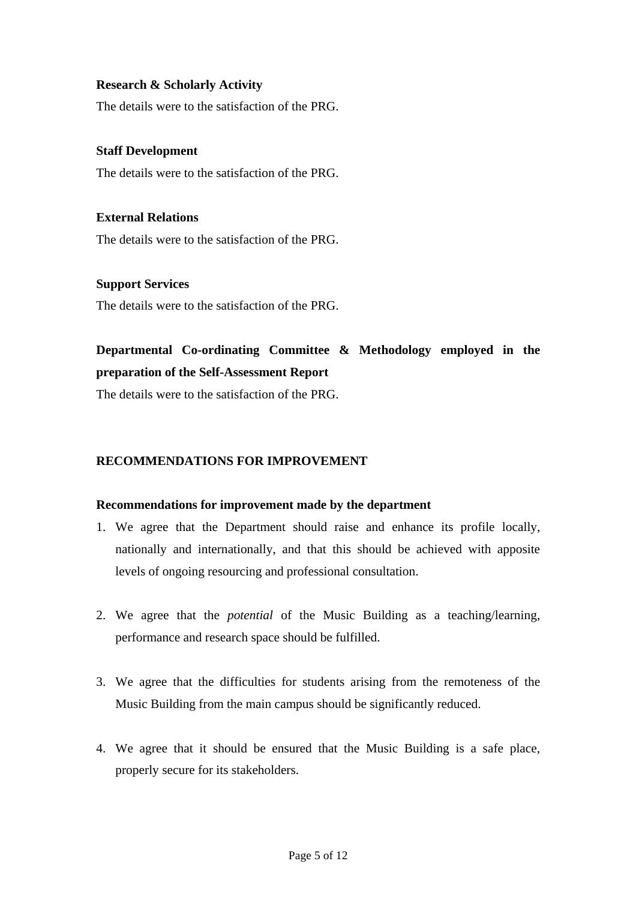**Research & Scholarly Activity**

The details were to the satisfaction of the PRG.

**Staff Development**

The details were to the satisfaction of the PRG.

**External Relations**

The details were to the satisfaction of the PRG.

**Support Services**

The details were to the satisfaction of the PRG.

**Departmental Co-ordinating Committee & Methodology employed in the preparation of the Self-Assessment Report**

The details were to the satisfaction of the PRG.

## RECOMMENDATIONS FOR IMPROVEMENT

**Recommendations for improvement made by the department**

1. We agree that the Department should raise and enhance its profile locally, nationally and internationally, and that this should be achieved with apposite levels of ongoing resourcing and professional consultation.

2. We agree that the *potential* of the Music Building as a teaching/learning, performance and research space should be fulfilled.

3. We agree that the difficulties for students arising from the remoteness of the Music Building from the main campus should be significantly reduced.

4. We agree that it should be ensured that the Music Building is a safe place, properly secure for its stakeholders.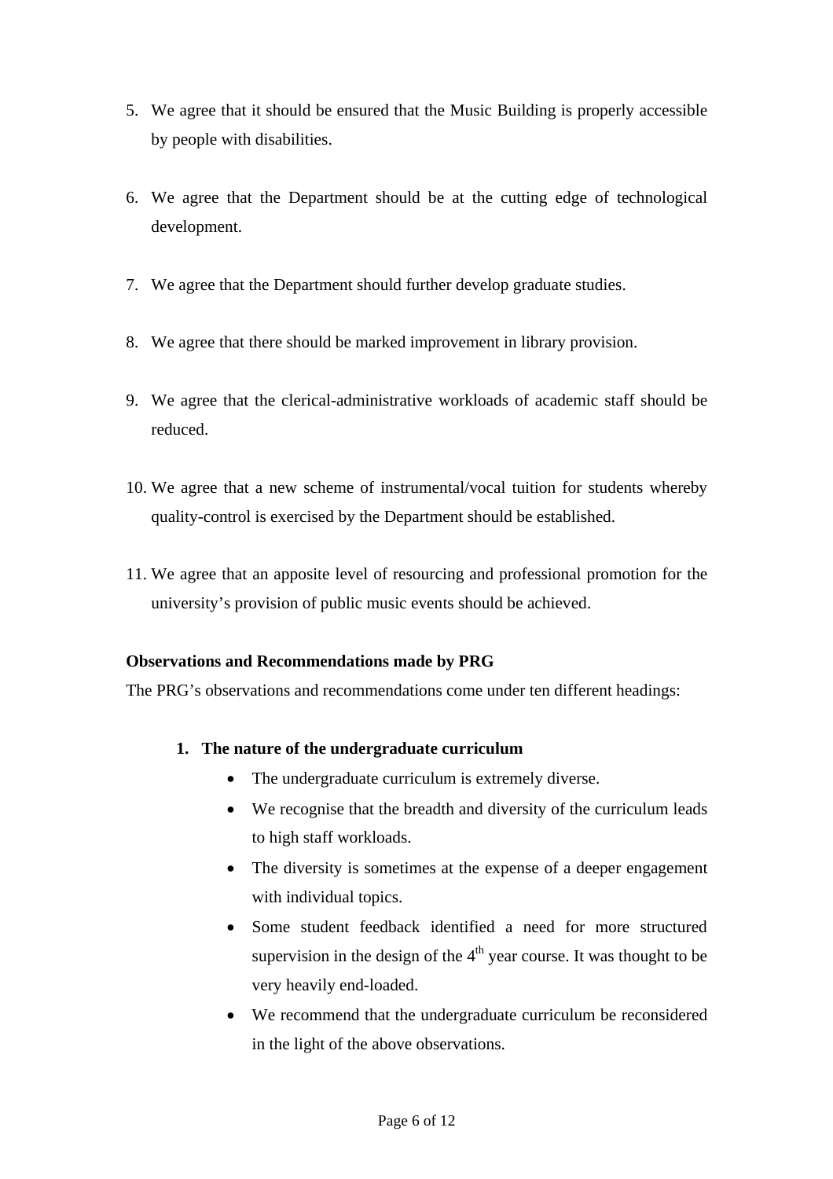5. We agree that it should be ensured that the Music Building is properly accessible by people with disabilities.

6. We agree that the Department should be at the cutting edge of technological development.

7. We agree that the Department should further develop graduate studies.

8. We agree that there should be marked improvement in library provision.

9. We agree that the clerical-administrative workloads of academic staff should be reduced.

10. We agree that a new scheme of instrumental/vocal tuition for students whereby quality-control is exercised by the Department should be established.

11. We agree that an apposite level of resourcing and professional promotion for the university's provision of public music events should be achieved.

**Observations and Recommendations made by PRG**

The PRG's observations and recommendations come under ten different headings:

1. **The nature of the undergraduate curriculum**
   - The undergraduate curriculum is extremely diverse.
   - We recognise that the breadth and diversity of the curriculum leads to high staff workloads.
   - The diversity is sometimes at the expense of a deeper engagement with individual topics.
   - Some student feedback identified a need for more structured supervision in the design of the 4th year course. It was thought to be very heavily end-loaded.
   - We recommend that the undergraduate curriculum be reconsidered in the light of the above observations.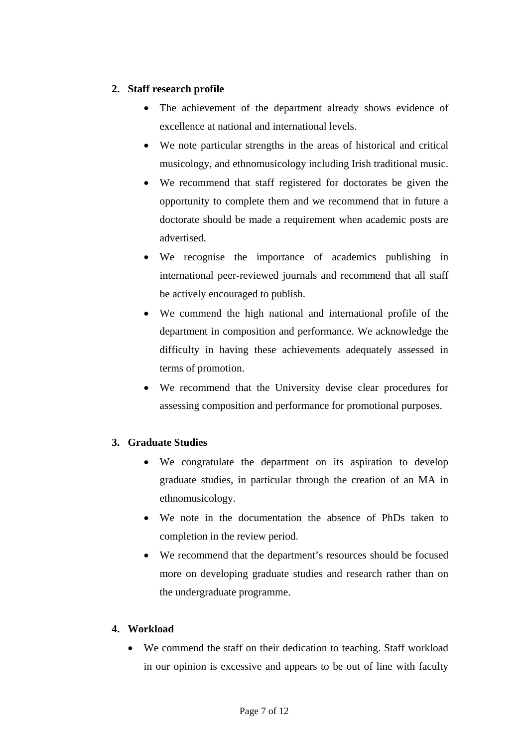2. **Staff research profile**
    - The achievement of the department already shows evidence of excellence at national and international levels.
    - We note particular strengths in the areas of historical and critical musicology, and ethnomusicology including Irish traditional music.
    - We recommend that staff registered for doctorates be given the opportunity to complete them and we recommend that in future a doctorate should be made a requirement when academic posts are advertised.
    - We recognise the importance of academics publishing in international peer-reviewed journals and recommend that all staff be actively encouraged to publish.
    - We commend the high national and international profile of the department in composition and performance. We acknowledge the difficulty in having these achievements adequately assessed in terms of promotion.
    - We recommend that the University devise clear procedures for assessing composition and performance for promotional purposes.

3. **Graduate Studies**
    - We congratulate the department on its aspiration to develop graduate studies, in particular through the creation of an MA in ethnomusicology.
    - We note in the documentation the absence of PhDs taken to completion in the review period.
    - We recommend that the department's resources should be focused more on developing graduate studies and research rather than on the undergraduate programme.

4. **Workload**
    - We commend the staff on their dedication to teaching. Staff workload in our opinion is excessive and appears to be out of line with faculty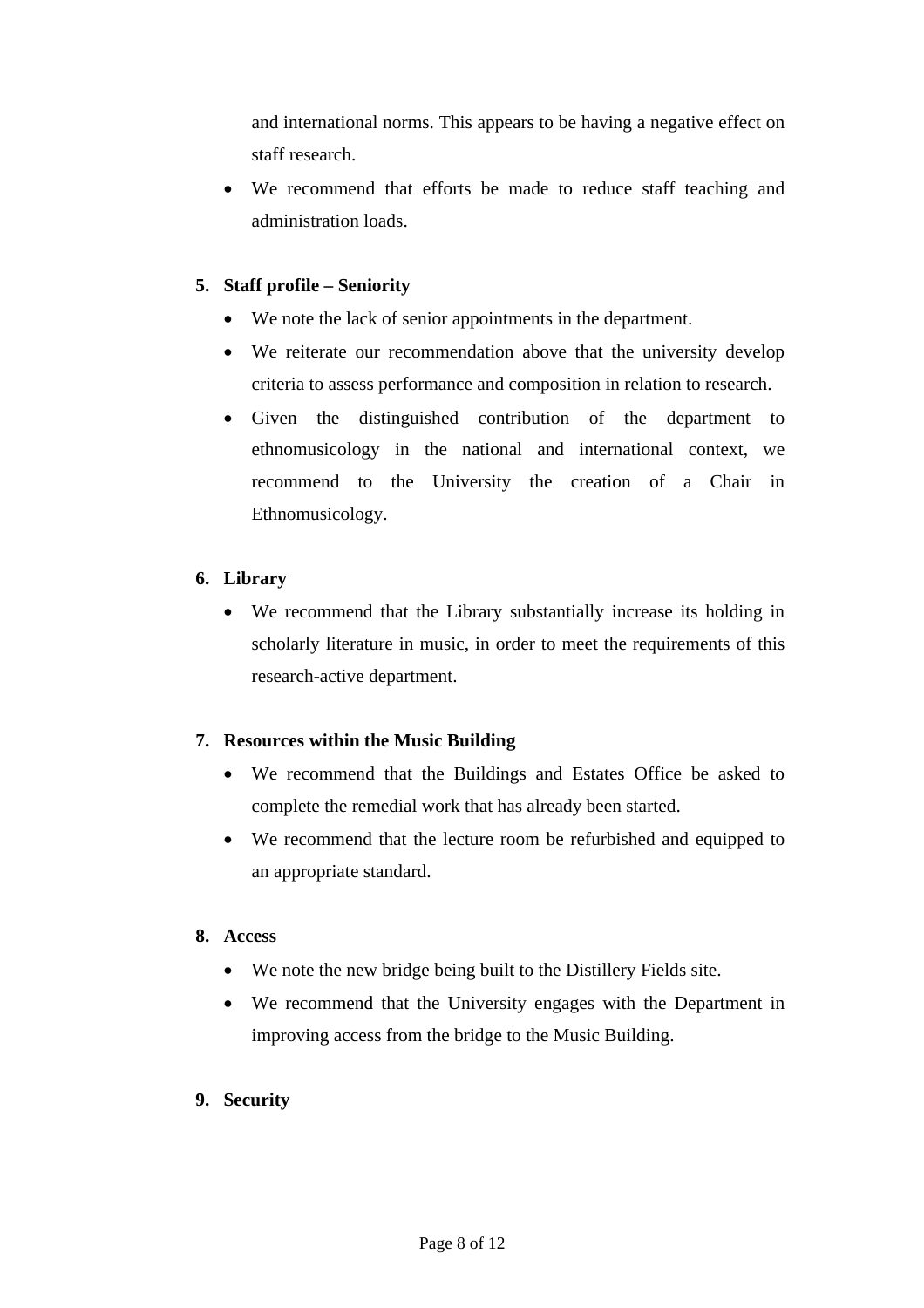and international norms. This appears to be having a negative effect on staff research.

- We recommend that efforts be made to reduce staff teaching and administration loads.

**5. Staff profile – Seniority**

- We note the lack of senior appointments in the department.
- We reiterate our recommendation above that the university develop criteria to assess performance and composition in relation to research.
- Given the distinguished contribution of the department to ethnomusicology in the national and international context, we recommend to the University the creation of a Chair in Ethnomusicology.

**6. Library**

- We recommend that the Library substantially increase its holding in scholarly literature in music, in order to meet the requirements of this research-active department.

**7. Resources within the Music Building**

- We recommend that the Buildings and Estates Office be asked to complete the remedial work that has already been started.
- We recommend that the lecture room be refurbished and equipped to an appropriate standard.

**8. Access**

- We note the new bridge being built to the Distillery Fields site.
- We recommend that the University engages with the Department in improving access from the bridge to the Music Building.

**9. Security**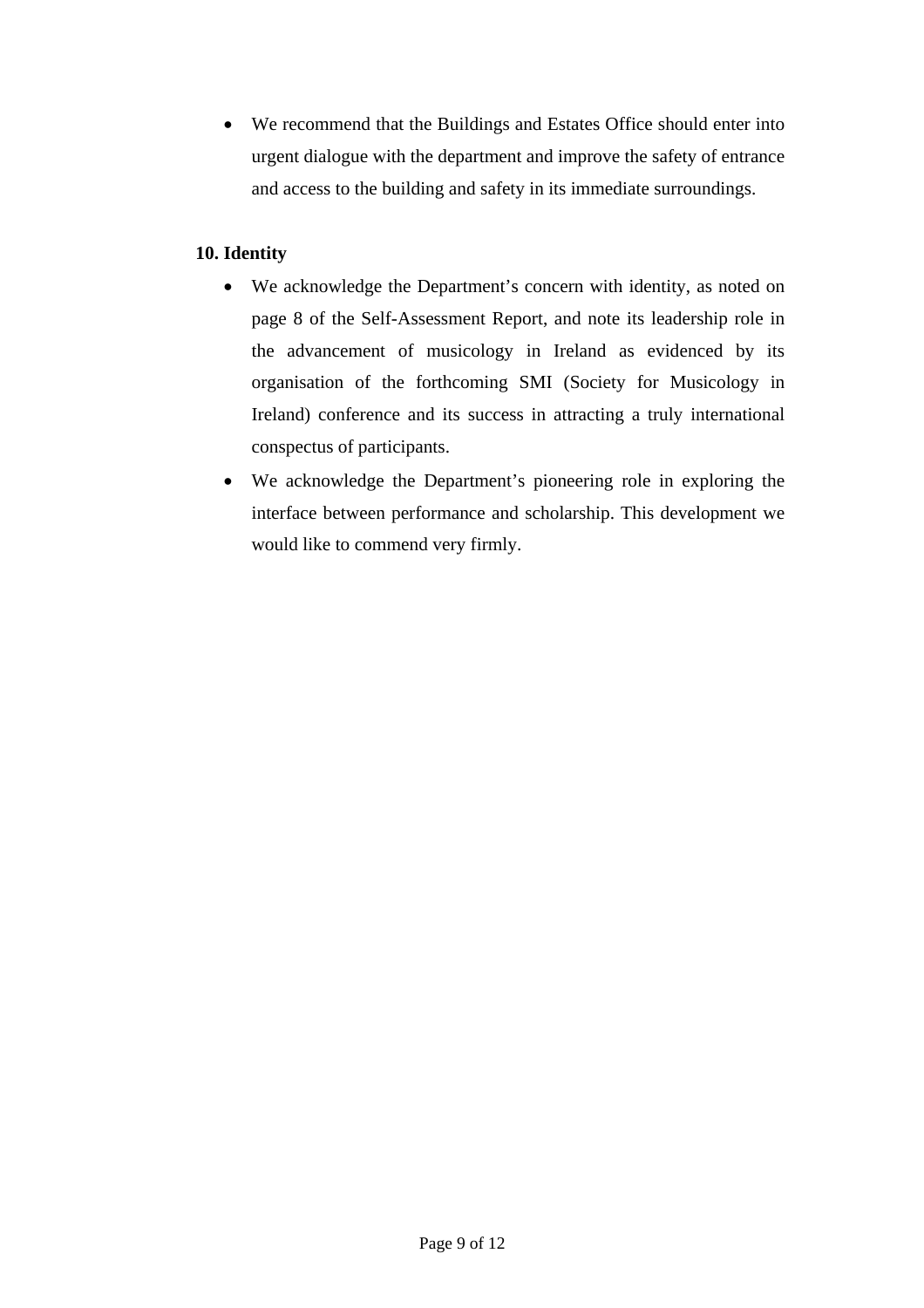- We recommend that the Buildings and Estates Office should enter into urgent dialogue with the department and improve the safety of entrance and access to the building and safety in its immediate surroundings.

**10. Identity**

- We acknowledge the Department's concern with identity, as noted on page 8 of the Self-Assessment Report, and note its leadership role in the advancement of musicology in Ireland as evidenced by its organisation of the forthcoming SMI (Society for Musicology in Ireland) conference and its success in attracting a truly international conspectus of participants.
- We acknowledge the Department's pioneering role in exploring the interface between performance and scholarship. This development we would like to commend very firmly.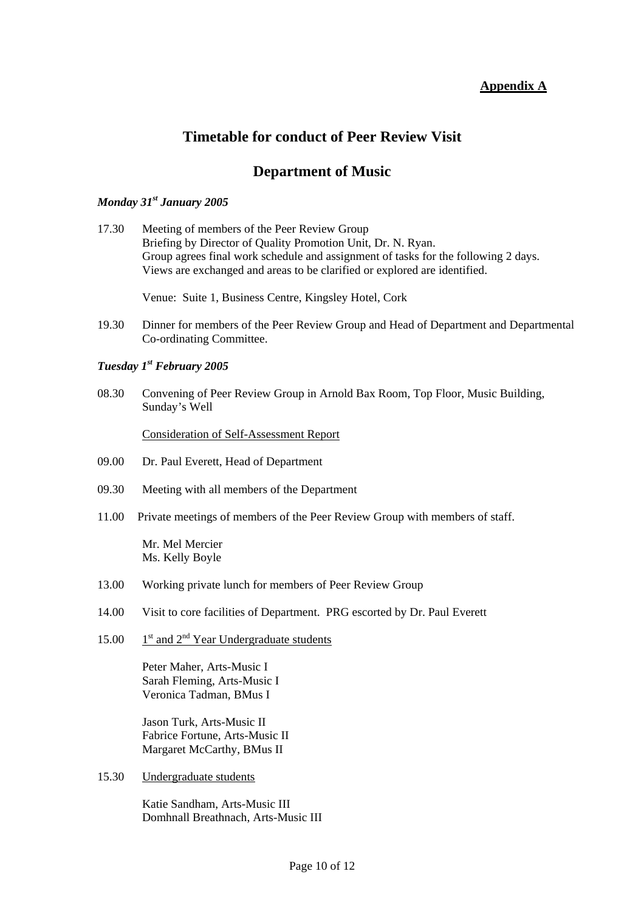**Appendix A**

# Timetable for conduct of Peer Review Visit

# Department of Music

***Monday 31st January 2005***

17.30 Meeting of members of the Peer Review Group
Briefing by Director of Quality Promotion Unit, Dr. N. Ryan.
Group agrees final work schedule and assignment of tasks for the following 2 days.
Views are exchanged and areas to be clarified or explored are identified.

Venue: Suite 1, Business Centre, Kingsley Hotel, Cork

19.30 Dinner for members of the Peer Review Group and Head of Department and Departmental Co-ordinating Committee.

***Tuesday 1st February 2005***

08.30 Convening of Peer Review Group in Arnold Bax Room, Top Floor, Music Building, Sunday's Well

Consideration of Self-Assessment Report

09.00 Dr. Paul Everett, Head of Department

09.30 Meeting with all members of the Department

11.00 Private meetings of members of the Peer Review Group with members of staff.

Mr. Mel Mercier
Ms. Kelly Boyle

13.00 Working private lunch for members of Peer Review Group

14.00 Visit to core facilities of Department. PRG escorted by Dr. Paul Everett

15.00 1st and 2nd Year Undergraduate students

Peter Maher, Arts-Music I
Sarah Fleming, Arts-Music I
Veronica Tadman, BMus I

Jason Turk, Arts-Music II
Fabrice Fortune, Arts-Music II
Margaret McCarthy, BMus II

15.30 Undergraduate students

Katie Sandham, Arts-Music III
Domhnall Breathnach, Arts-Music III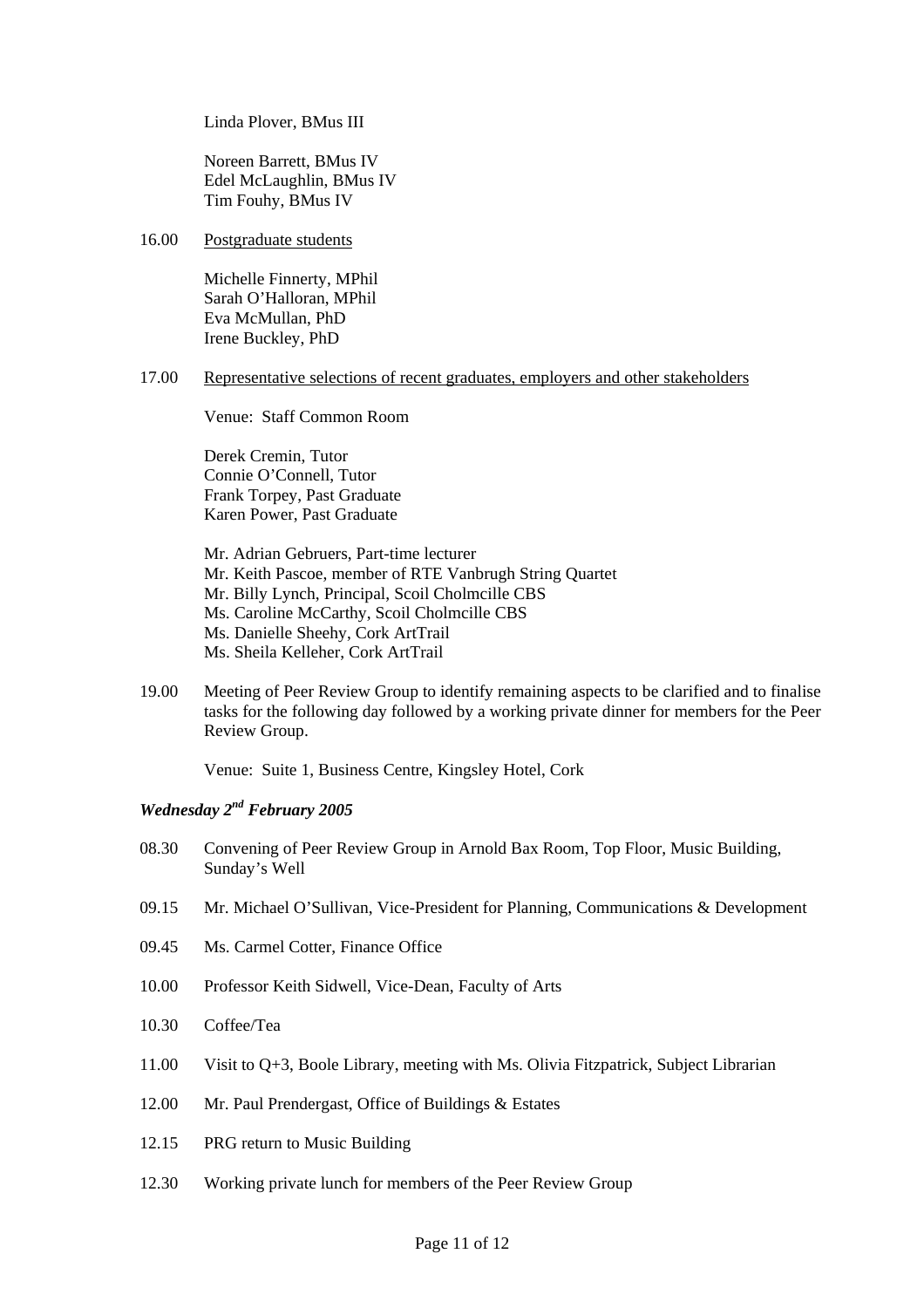Linda Plover, BMus III

Noreen Barrett, BMus IV
Edel McLaughlin, BMus IV
Tim Fouhy, BMus IV

16.00 Postgraduate students

Michelle Finnerty, MPhil
Sarah O'Halloran, MPhil
Eva McMullan, PhD
Irene Buckley, PhD

17.00 Representative selections of recent graduates, employers and other stakeholders

Venue: Staff Common Room

Derek Cremin, Tutor
Connie O'Connell, Tutor
Frank Torpey, Past Graduate
Karen Power, Past Graduate

Mr. Adrian Gebruers, Part-time lecturer
Mr. Keith Pascoe, member of RTE Vanbrugh String Quartet
Mr. Billy Lynch, Principal, Scoil Cholmcille CBS
Ms. Caroline McCarthy, Scoil Cholmcille CBS
Ms. Danielle Sheehy, Cork ArtTrail
Ms. Sheila Kelleher, Cork ArtTrail

19.00 Meeting of Peer Review Group to identify remaining aspects to be clarified and to finalise tasks for the following day followed by a working private dinner for members for the Peer Review Group.

Venue: Suite 1, Business Centre, Kingsley Hotel, Cork

### *Wednesday 2nd February 2005*

08.30 Convening of Peer Review Group in Arnold Bax Room, Top Floor, Music Building, Sunday's Well

09.15 Mr. Michael O'Sullivan, Vice-President for Planning, Communications & Development

09.45 Ms. Carmel Cotter, Finance Office

10.00 Professor Keith Sidwell, Vice-Dean, Faculty of Arts

10.30 Coffee/Tea

11.00 Visit to Q+3, Boole Library, meeting with Ms. Olivia Fitzpatrick, Subject Librarian

12.00 Mr. Paul Prendergast, Office of Buildings & Estates

12.15 PRG return to Music Building

12.30 Working private lunch for members of the Peer Review Group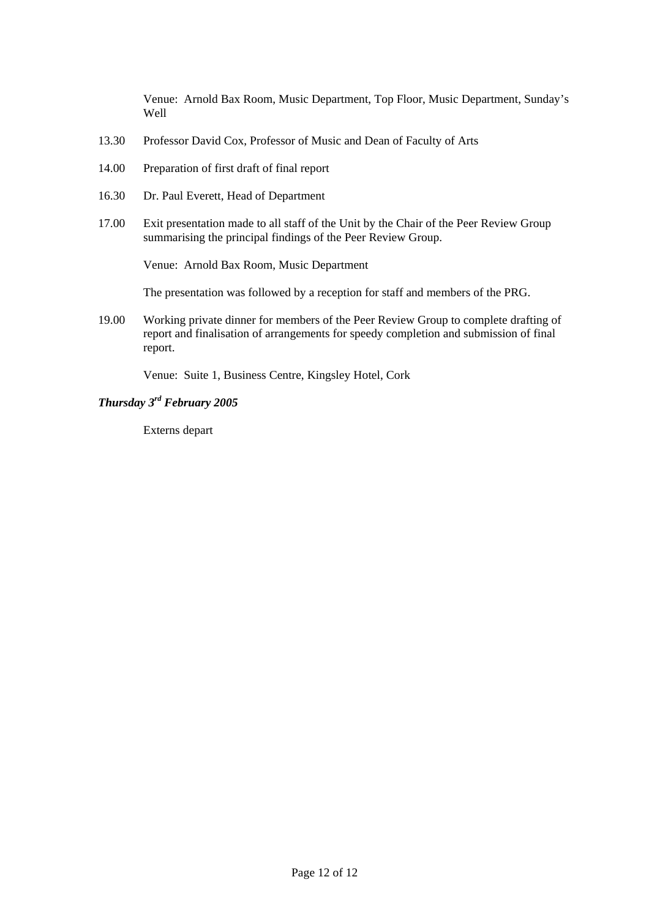Venue: Arnold Bax Room, Music Department, Top Floor, Music Department, Sunday's Well

13.30 Professor David Cox, Professor of Music and Dean of Faculty of Arts

14.00 Preparation of first draft of final report

16.30 Dr. Paul Everett, Head of Department

17.00 Exit presentation made to all staff of the Unit by the Chair of the Peer Review Group summarising the principal findings of the Peer Review Group.

Venue: Arnold Bax Room, Music Department

The presentation was followed by a reception for staff and members of the PRG.

19.00 Working private dinner for members of the Peer Review Group to complete drafting of report and finalisation of arrangements for speedy completion and submission of final report.

Venue: Suite 1, Business Centre, Kingsley Hotel, Cork

***Thursday 3rd February 2005***

Externs depart